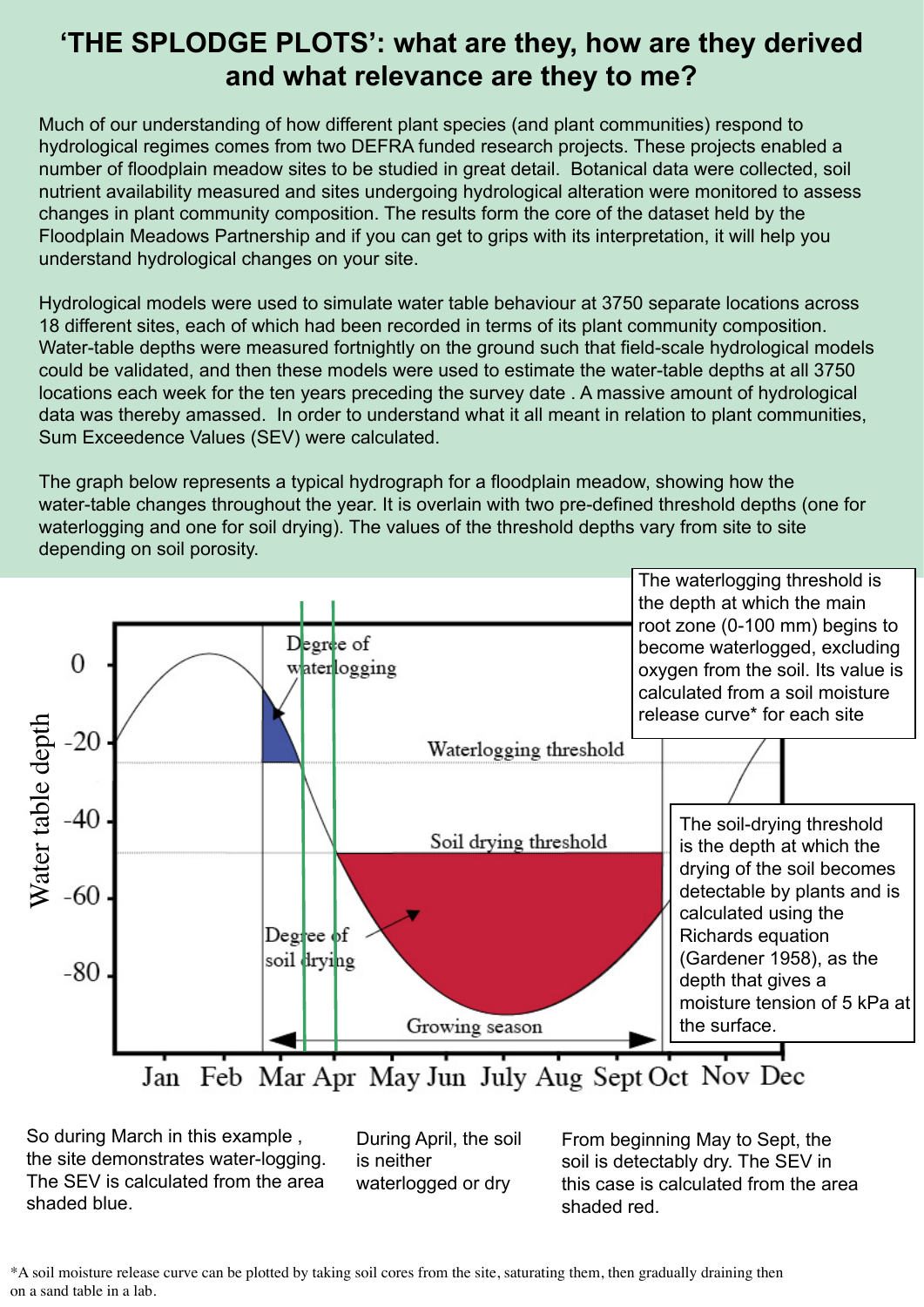# 'THE SPLODGE PLOTS': what are they, how are they derived and what relevance are they to me?

Much of our understanding of how different plant species (and plant communities) respond to hydrological regimes comes from two DEFRA funded research projects. These projects enabled a number of floodplain meadow sites to be studied in great detail. Botanical data were collected, soil nutrient availability measured and sites undergoing hydrological alteration were monitored to assess changes in plant community composition. The results form the core of the dataset held by the Floodplain Meadows Partnership and if you can get to grips with its interpretation, it will help you understand hydrological changes on your site.

Hydrological models were used to simulate water table behaviour at 3750 separate locations across 18 different sites, each of which had been recorded in terms of its plant community composition. Water-table depths were measured fortnightly on the ground such that field-scale hydrological models could be validated, and then these models were used to estimate the water-table depths at all 3750 locations each week for the ten years preceding the survey date . A massive amount of hydrological data was thereby amassed. In order to understand what it all meant in relation to plant communities, Sum Exceedence Values (SEV) were calculated.

The graph below represents a typical hydrograph for a floodplain meadow, showing how the water-table changes throughout the year. It is overlain with two pre-defined threshold depths (one for waterlogging and one for soil drying). The values of the threshold depths vary from site to site depending on soil porosity.

The waterlogging threshold is the depth at which the main root zone (0-100 mm) begins to become waterlogged, excluding oxygen from the soil. Its value is calculated from a soil moisture release curve* for each site

The soil-drying threshold is the depth at which the drying of the soil becomes detectable by plants and is calculated using the Richards equation (Gardener 1958), as the depth that gives a moisture tension of 5 kPa at the surface.

So during March in this example , the site demonstrates water-logging. The SEV is calculated from the area shaded blue.

During April, the soil is neither waterlogged or dry

From beginning May to Sept, the soil is detectably dry. The SEV in this case is calculated from the area shaded red.

*A soil moisture release curve can be plotted by taking soil cores from the site, saturating them, then gradually draining then on a sand table in a lab.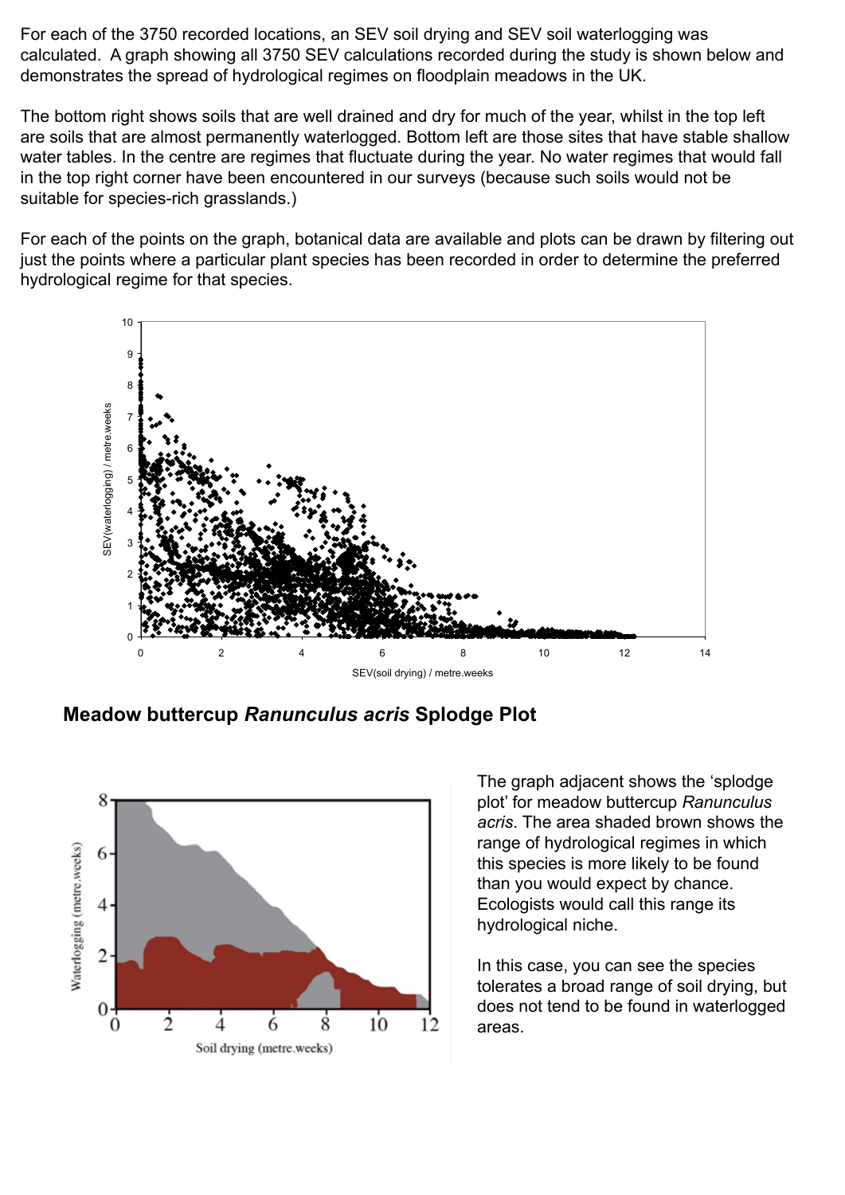For each of the 3750 recorded locations, an SEV soil drying and SEV soil waterlogging was calculated. A graph showing all 3750 SEV calculations recorded during the study is shown below and demonstrates the spread of hydrological regimes on floodplain meadows in the UK.

The bottom right shows soils that are well drained and dry for much of the year, whilst in the top left are soils that are almost permanently waterlogged. Bottom left are those sites that have stable shallow water tables. In the centre are regimes that fluctuate during the year. No water regimes that would fall in the top right corner have been encountered in our surveys (because such soils would not be suitable for species-rich grasslands.)

For each of the points on the graph, botanical data are available and plots can be drawn by filtering out just the points where a particular plant species has been recorded in order to determine the preferred hydrological regime for that species.

## Meadow buttercup *Ranunculus acris* Splodge Plot

The graph adjacent shows the 'splodge plot' for meadow buttercup *Ranunculus acris*. The area shaded brown shows the range of hydrological regimes in which this species is more likely to be found than you would expect by chance. Ecologists would call this range its hydrological niche.

In this case, you can see the species tolerates a broad range of soil drying, but does not tend to be found in waterlogged areas.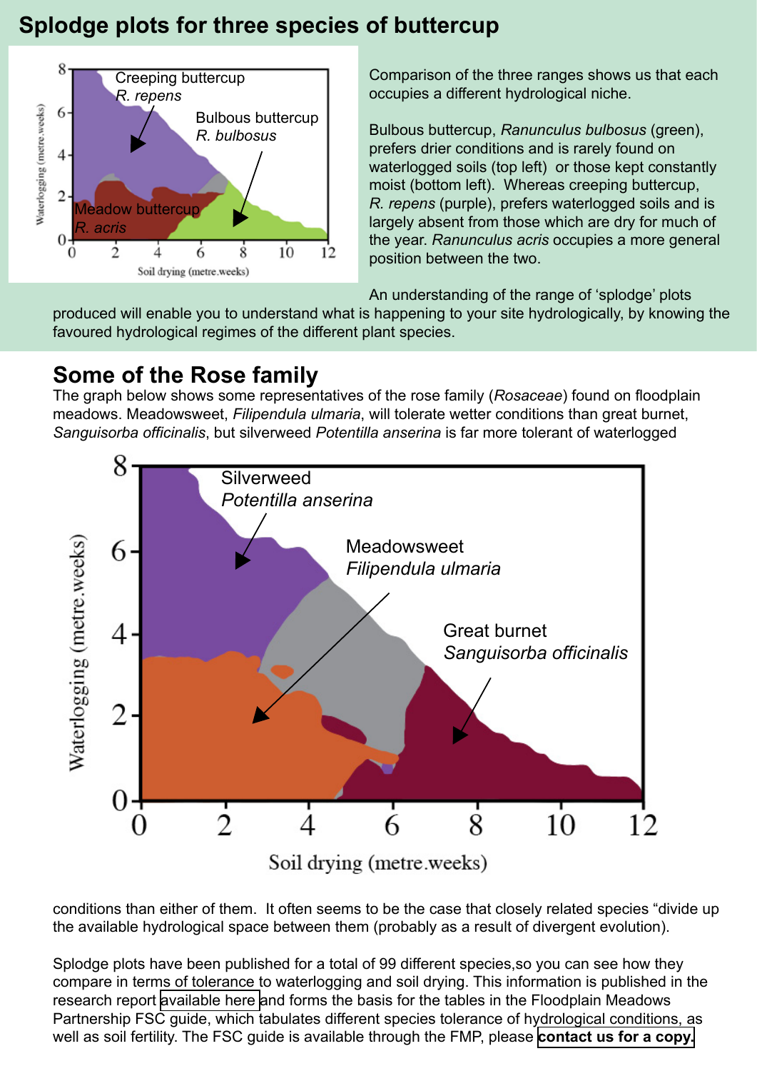## Splodge plots for three species of buttercup

Comparison of the three ranges shows us that each occupies a different hydrological niche.

Bulbous buttercup, *Ranunculus bulbosus* (green), prefers drier conditions and is rarely found on waterlogged soils (top left) or those kept constantly moist (bottom left). Whereas creeping buttercup, *R. repens* (purple), prefers waterlogged soils and is largely absent from those which are dry for much of the year. *Ranunculus acris* occupies a more general position between the two.

An understanding of the range of 'splodge' plots produced will enable you to understand what is happening to your site hydrologically, by knowing the favoured hydrological regimes of the different plant species.

## Some of the Rose family

The graph below shows some representatives of the rose family (*Rosaceae*) found on floodplain meadows. Meadowsweet, *Filipendula ulmaria*, will tolerate wetter conditions than great burnet, *Sanguisorba officinalis*, but silverweed *Potentilla anserina* is far more tolerant of waterlogged conditions than either of them. It often seems to be the case that closely related species "divide up the available hydrological space between them (probably as a result of divergent evolution).

Splodge plots have been published for a total of 99 different species,so you can see how they compare in terms of tolerance to waterlogging and soil drying. This information is published in the research report available here and forms the basis for the tables in the Floodplain Meadows Partnership FSC guide, which tabulates different species tolerance of hydrological conditions, as well as soil fertility. The FSC guide is available through the FMP, please **contact us for a copy.**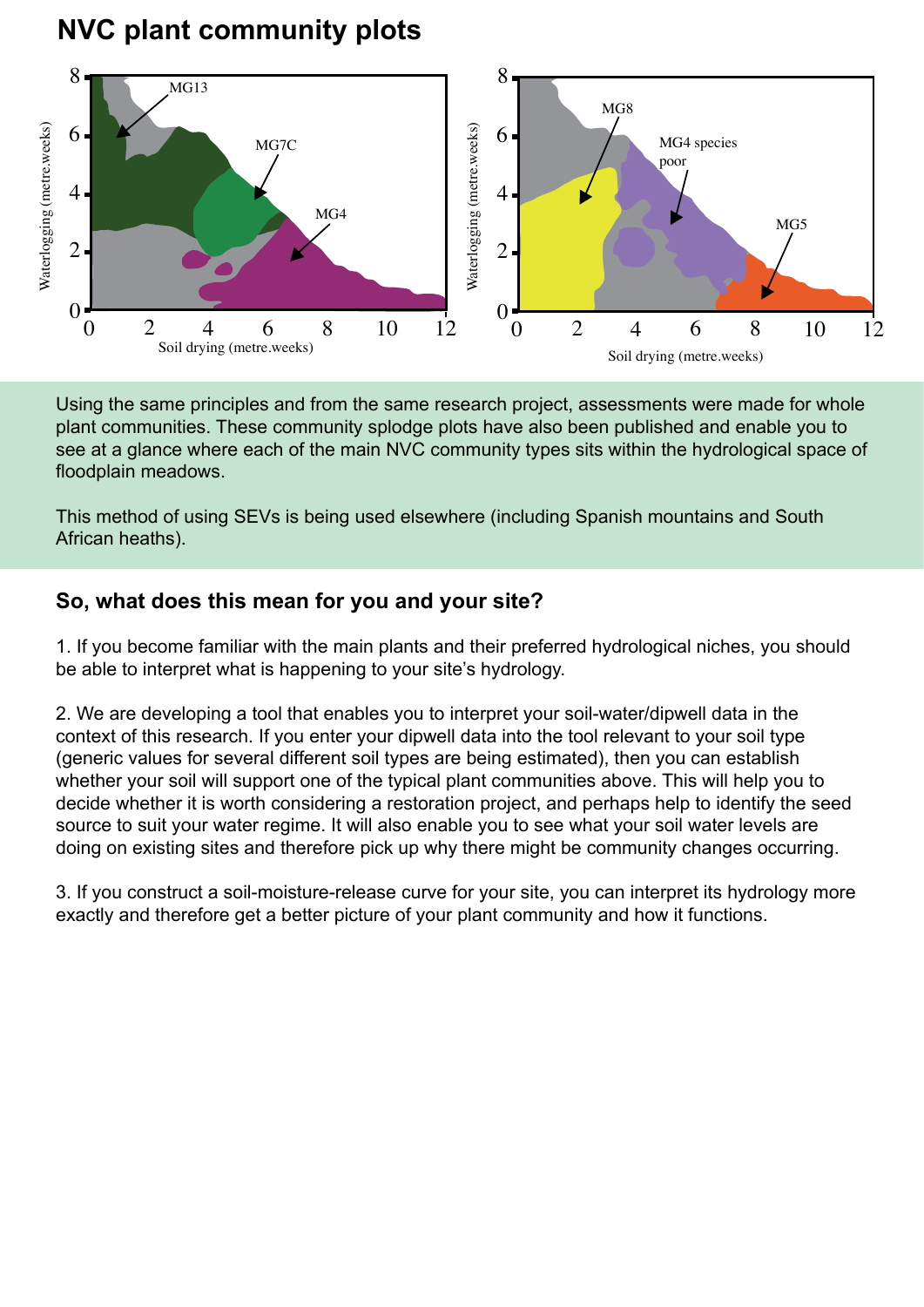# NVC plant community plots

Waterlogging (metre.weeks)
8
6
4
2
0
0 2 4 6 8 10 12
Soil drying (metre.weeks)
MG13
MG7C
MG4

Waterlogging (metre.weeks)
8
6
4
2
0
0 2 4 6 8 10 12
Soil drying (metre.weeks)
MG8
MG4 species poor
MG5

Using the same principles and from the same research project, assessments were made for whole plant communities. These community splodge plots have also been published and enable you to see at a glance where each of the main NVC community types sits within the hydrological space of floodplain meadows.

This method of using SEVs is being used elsewhere (including Spanish mountains and South African heaths).

## So, what does this mean for you and your site?

1. If you become familiar with the main plants and their preferred hydrological niches, you should be able to interpret what is happening to your site's hydrology.

2. We are developing a tool that enables you to interpret your soil-water/dipwell data in the context of this research. If you enter your dipwell data into the tool relevant to your soil type (generic values for several different soil types are being estimated), then you can establish whether your soil will support one of the typical plant communities above. This will help you to decide whether it is worth considering a restoration project, and perhaps help to identify the seed source to suit your water regime. It will also enable you to see what your soil water levels are doing on existing sites and therefore pick up why there might be community changes occurring.

3. If you construct a soil-moisture-release curve for your site, you can interpret its hydrology more exactly and therefore get a better picture of your plant community and how it functions.